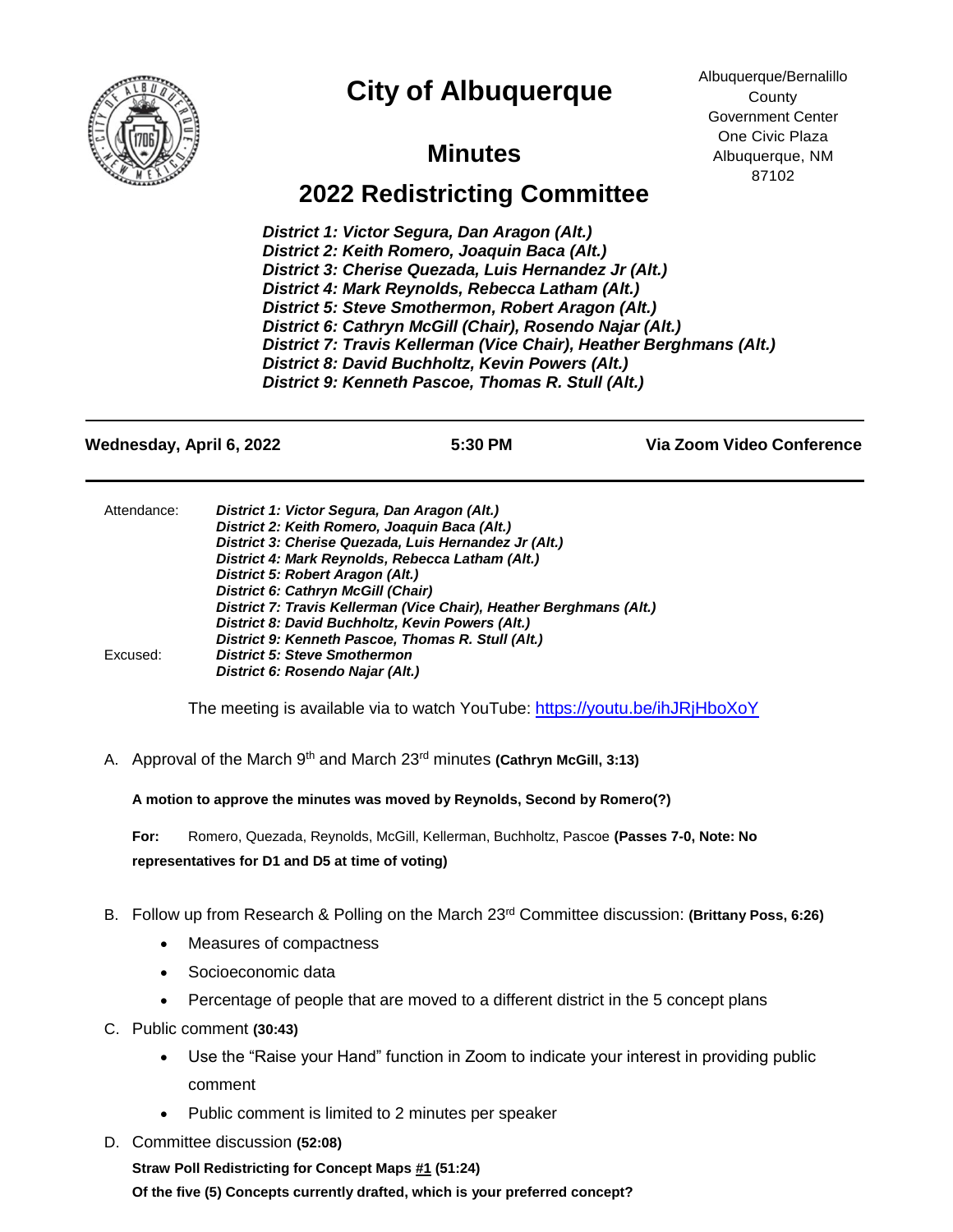# City of Albuquerque

Albuquerque/Bernalillo County Government Center
One Civic Plaza
Albuquerque, NM 87102

## Minutes

## 2022 Redistricting Committee

***District 1: Victor Segura, Dan Aragon (Alt.)***
***District 2: Keith Romero, Joaquin Baca (Alt.)***
***District 3: Cherise Quezada, Luis Hernandez Jr (Alt.)***
***District 4: Mark Reynolds, Rebecca Latham (Alt.)***
***District 5: Steve Smothermon, Robert Aragon (Alt.)***
***District 6: Cathryn McGill (Chair), Rosendo Najar (Alt.)***
***District 7: Travis Kellerman (Vice Chair), Heather Berghmans (Alt.)***
***District 8: David Buchholtz, Kevin Powers (Alt.)***
***District 9: Kenneth Pascoe, Thomas R. Stull (Alt.)***

---

**Wednesday, April 6, 2022** | **5:30 PM** | **Via Zoom Video Conference**

---

Attendance:
***District 1: Victor Segura, Dan Aragon (Alt.)***
***District 2: Keith Romero, Joaquin Baca (Alt.)***
***District 3: Cherise Quezada, Luis Hernandez Jr (Alt.)***
***District 4: Mark Reynolds, Rebecca Latham (Alt.)***
***District 5: Robert Aragon (Alt.)***
***District 6: Cathryn McGill (Chair)***
***District 7: Travis Kellerman (Vice Chair), Heather Berghmans (Alt.)***
***District 8: David Buchholtz, Kevin Powers (Alt.)***
***District 9: Kenneth Pascoe, Thomas R. Stull (Alt.)***

Excused:
***District 5: Steve Smothermon***
***District 6: Rosendo Najar (Alt.)***

The meeting is available via to watch YouTube: https://youtu.be/ihJRjHboXoY

A. Approval of the March 9th and March 23rd minutes **(Cathryn McGill, 3:13)**

**A motion to approve the minutes was moved by Reynolds, Second by Romero(?)**

**For:** Romero, Quezada, Reynolds, McGill, Kellerman, Buchholtz, Pascoe **(Passes 7-0, Note: No representatives for D1 and D5 at time of voting)**

B. Follow up from Research & Polling on the March 23rd Committee discussion: **(Brittany Poss, 6:26)**

- Measures of compactness
- Socioeconomic data
- Percentage of people that are moved to a different district in the 5 concept plans

C. Public comment **(30:43)**

- Use the "Raise your Hand" function in Zoom to indicate your interest in providing public comment
- Public comment is limited to 2 minutes per speaker

D. Committee discussion **(52:08)**

**Straw Poll Redistricting for Concept Maps #1 (51:24)**

**Of the five (5) Concepts currently drafted, which is your preferred concept?**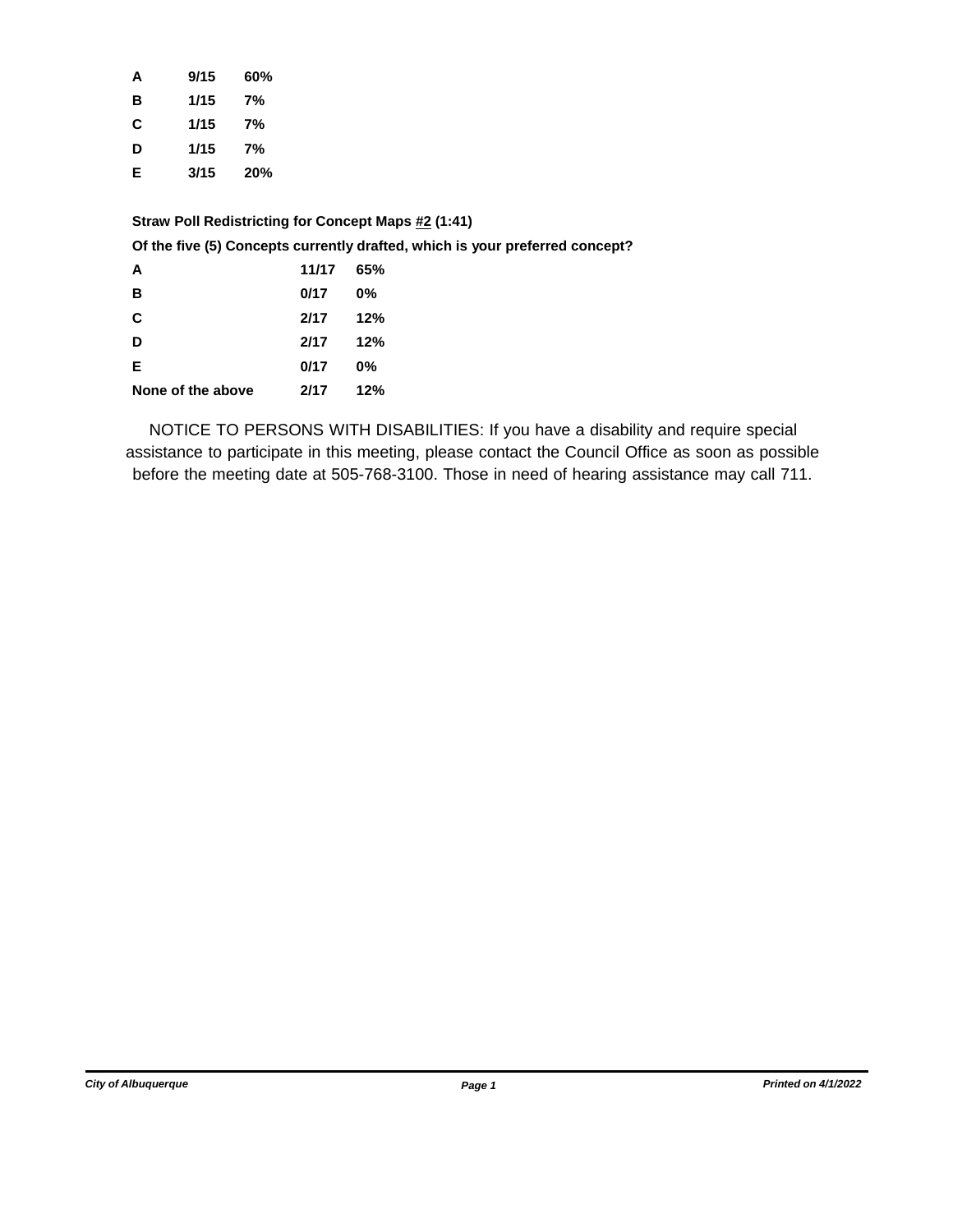| | | |
|---|---|---|
| **A** | **9/15** | **60%** |
| **B** | **1/15** | **7%** |
| **C** | **1/15** | **7%** |
| **D** | **1/15** | **7%** |
| **E** | **3/15** | **20%** |

**Straw Poll Redistricting for Concept Maps #2 (1:41)**

**Of the five (5) Concepts currently drafted, which is your preferred concept?**

| | | |
|---|---|---|
| **A** | **11/17** | **65%** |
| **B** | **0/17** | **0%** |
| **C** | **2/17** | **12%** |
| **D** | **2/17** | **12%** |
| **E** | **0/17** | **0%** |
| **None of the above** | **2/17** | **12%** |

NOTICE TO PERSONS WITH DISABILITIES: If you have a disability and require special assistance to participate in this meeting, please contact the Council Office as soon as possible before the meeting date at 505-768-3100. Those in need of hearing assistance may call 711.